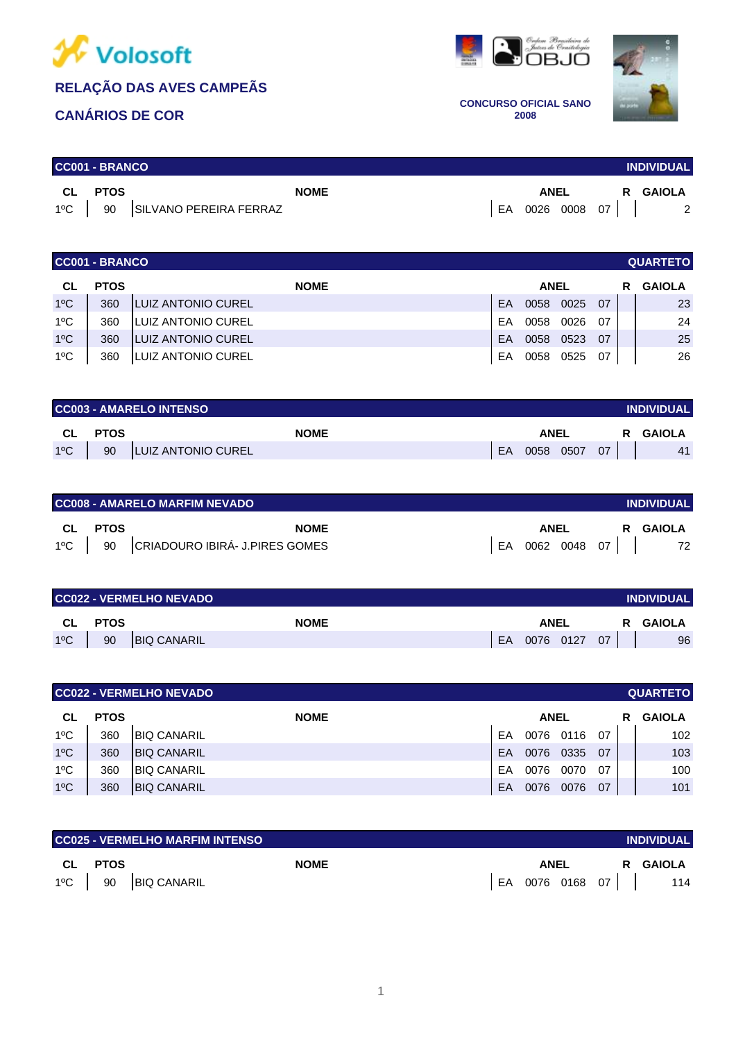Volosoft

## RELAÇÃO DAS AVES CAMPEÃS

## CANÁRIOS DE COR

**CONCURSO OFICIAL SANO 2008**

### CC001 - BRANCO — INDIVIDUAL

| CL | PTOS | NOME | ANEL | | | | R | GAIOLA |
|---|---|---|---|---|---|---|---|---|
| 1ºC | 90 | SILVANO PEREIRA FERRAZ | EA | 0026 | 0008 | 07 | | 2 |

### CC001 - BRANCO — QUARTETO

| CL | PTOS | NOME | ANEL | | | | R | GAIOLA |
|---|---|---|---|---|---|---|---|---|
| 1ºC | 360 | LUIZ ANTONIO CUREL | EA | 0058 | 0025 | 07 | | 23 |
| 1ºC | 360 | LUIZ ANTONIO CUREL | EA | 0058 | 0026 | 07 | | 24 |
| 1ºC | 360 | LUIZ ANTONIO CUREL | EA | 0058 | 0523 | 07 | | 25 |
| 1ºC | 360 | LUIZ ANTONIO CUREL | EA | 0058 | 0525 | 07 | | 26 |

### CC003 - AMARELO INTENSO — INDIVIDUAL

| CL | PTOS | NOME | ANEL | | | | R | GAIOLA |
|---|---|---|---|---|---|---|---|---|
| 1ºC | 90 | LUIZ ANTONIO CUREL | EA | 0058 | 0507 | 07 | | 41 |

### CC008 - AMARELO MARFIM NEVADO — INDIVIDUAL

| CL | PTOS | NOME | ANEL | | | | R | GAIOLA |
|---|---|---|---|---|---|---|---|---|
| 1ºC | 90 | CRIADOURO IBIRÁ- J.PIRES GOMES | EA | 0062 | 0048 | 07 | | 72 |

### CC022 - VERMELHO NEVADO — INDIVIDUAL

| CL | PTOS | NOME | ANEL | | | | R | GAIOLA |
|---|---|---|---|---|---|---|---|---|
| 1ºC | 90 | BIQ CANARIL | EA | 0076 | 0127 | 07 | | 96 |

### CC022 - VERMELHO NEVADO — QUARTETO

| CL | PTOS | NOME | ANEL | | | | R | GAIOLA |
|---|---|---|---|---|---|---|---|---|
| 1ºC | 360 | BIQ CANARIL | EA | 0076 | 0116 | 07 | | 102 |
| 1ºC | 360 | BIQ CANARIL | EA | 0076 | 0335 | 07 | | 103 |
| 1ºC | 360 | BIQ CANARIL | EA | 0076 | 0070 | 07 | | 100 |
| 1ºC | 360 | BIQ CANARIL | EA | 0076 | 0076 | 07 | | 101 |

### CC025 - VERMELHO MARFIM INTENSO — INDIVIDUAL

| CL | PTOS | NOME | ANEL | | | | R | GAIOLA |
|---|---|---|---|---|---|---|---|---|
| 1ºC | 90 | BIQ CANARIL | EA | 0076 | 0168 | 07 | | 114 |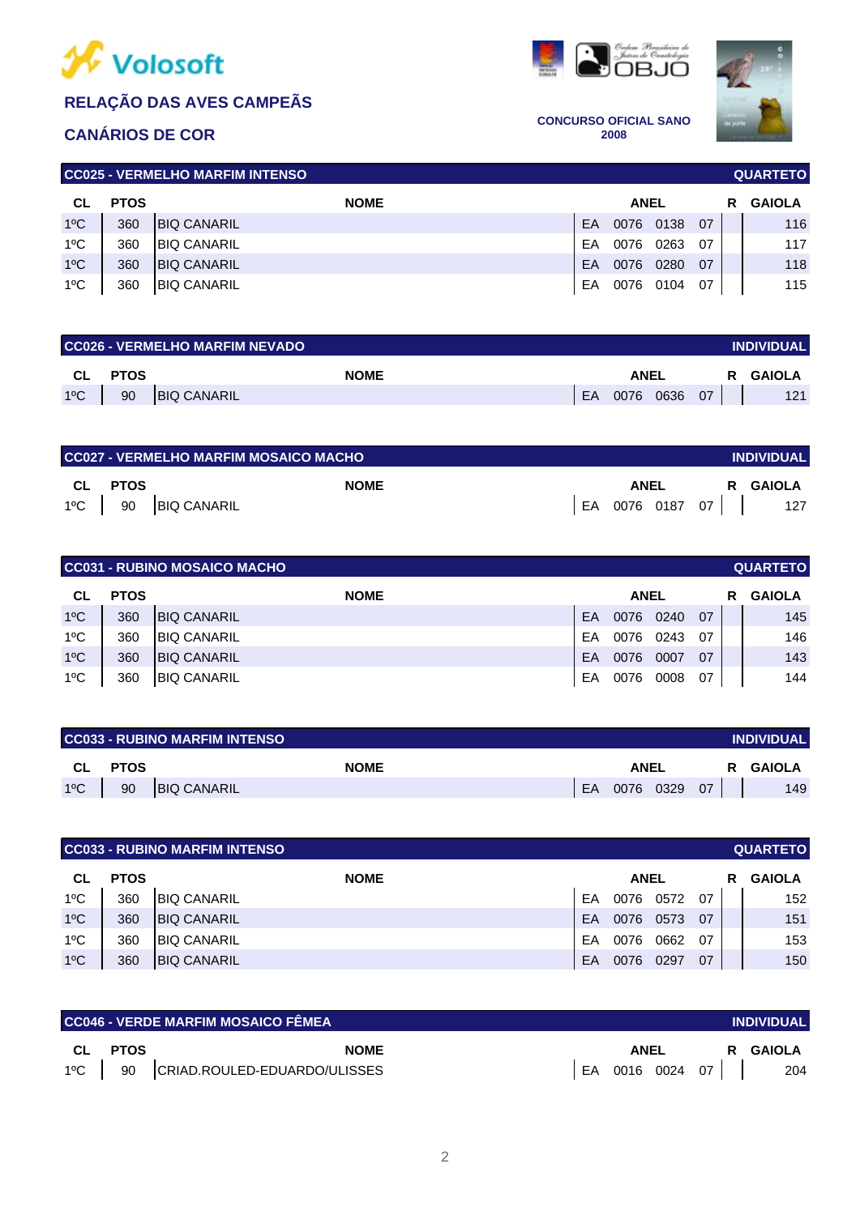Volosoft

## RELAÇÃO DAS AVES CAMPEÃS

## CANÁRIOS DE COR

Ordem Brasileira de Juízes de Ornitologia
OBJO

CONCURSO OFICIAL SANO
2008

### CC025 - VERMELHO MARFIM INTENSO — QUARTETO

| CL | PTOS | NOME | ANEL | R | GAIOLA |
|---|---|---|---|---|---|
| 1ºC | 360 | BIQ CANARIL | EA 0076 0138 07 | | 116 |
| 1ºC | 360 | BIQ CANARIL | EA 0076 0263 07 | | 117 |
| 1ºC | 360 | BIQ CANARIL | EA 0076 0280 07 | | 118 |
| 1ºC | 360 | BIQ CANARIL | EA 0076 0104 07 | | 115 |

### CC026 - VERMELHO MARFIM NEVADO — INDIVIDUAL

| CL | PTOS | NOME | ANEL | R | GAIOLA |
|---|---|---|---|---|---|
| 1ºC | 90 | BIQ CANARIL | EA 0076 0636 07 | | 121 |

### CC027 - VERMELHO MARFIM MOSAICO MACHO — INDIVIDUAL

| CL | PTOS | NOME | ANEL | R | GAIOLA |
|---|---|---|---|---|---|
| 1ºC | 90 | BIQ CANARIL | EA 0076 0187 07 | | 127 |

### CC031 - RUBINO MOSAICO MACHO — QUARTETO

| CL | PTOS | NOME | ANEL | R | GAIOLA |
|---|---|---|---|---|---|
| 1ºC | 360 | BIQ CANARIL | EA 0076 0240 07 | | 145 |
| 1ºC | 360 | BIQ CANARIL | EA 0076 0243 07 | | 146 |
| 1ºC | 360 | BIQ CANARIL | EA 0076 0007 07 | | 143 |
| 1ºC | 360 | BIQ CANARIL | EA 0076 0008 07 | | 144 |

### CC033 - RUBINO MARFIM INTENSO — INDIVIDUAL

| CL | PTOS | NOME | ANEL | R | GAIOLA |
|---|---|---|---|---|---|
| 1ºC | 90 | BIQ CANARIL | EA 0076 0329 07 | | 149 |

### CC033 - RUBINO MARFIM INTENSO — QUARTETO

| CL | PTOS | NOME | ANEL | R | GAIOLA |
|---|---|---|---|---|---|
| 1ºC | 360 | BIQ CANARIL | EA 0076 0572 07 | | 152 |
| 1ºC | 360 | BIQ CANARIL | EA 0076 0573 07 | | 151 |
| 1ºC | 360 | BIQ CANARIL | EA 0076 0662 07 | | 153 |
| 1ºC | 360 | BIQ CANARIL | EA 0076 0297 07 | | 150 |

### CC046 - VERDE MARFIM MOSAICO FÊMEA — INDIVIDUAL

| CL | PTOS | NOME | ANEL | R | GAIOLA |
|---|---|---|---|---|---|
| 1ºC | 90 | CRIAD.ROULED-EDUARDO/ULISSES | EA 0016 0024 07 | | 204 |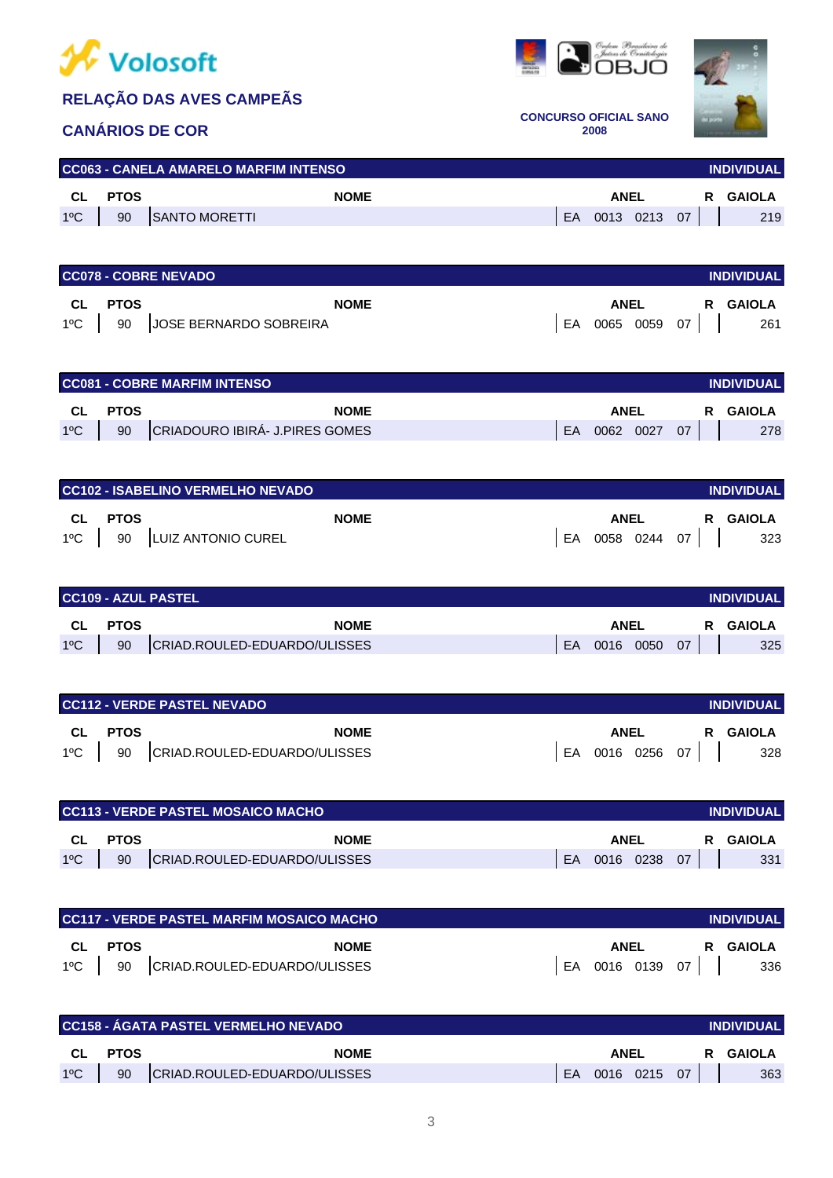Volosoft

## RELAÇÃO DAS AVES CAMPEÃS

## CANÁRIOS DE COR

CONCURSO OFICIAL SANO 2008

### CC063 - CANELA AMARELO MARFIM INTENSO — INDIVIDUAL

| CL | PTOS | NOME | ANEL | R | GAIOLA |
|---|---|---|---|---|---|
| 1ºC | 90 | SANTO MORETTI | EA 0013 0213 07 | | 219 |

### CC078 - COBRE NEVADO — INDIVIDUAL

| CL | PTOS | NOME | ANEL | R | GAIOLA |
|---|---|---|---|---|---|
| 1ºC | 90 | JOSE BERNARDO SOBREIRA | EA 0065 0059 07 | | 261 |

### CC081 - COBRE MARFIM INTENSO — INDIVIDUAL

| CL | PTOS | NOME | ANEL | R | GAIOLA |
|---|---|---|---|---|---|
| 1ºC | 90 | CRIADOURO IBIRÁ- J.PIRES GOMES | EA 0062 0027 07 | | 278 |

### CC102 - ISABELINO VERMELHO NEVADO — INDIVIDUAL

| CL | PTOS | NOME | ANEL | R | GAIOLA |
|---|---|---|---|---|---|
| 1ºC | 90 | LUIZ ANTONIO CUREL | EA 0058 0244 07 | | 323 |

### CC109 - AZUL PASTEL — INDIVIDUAL

| CL | PTOS | NOME | ANEL | R | GAIOLA |
|---|---|---|---|---|---|
| 1ºC | 90 | CRIAD.ROULED-EDUARDO/ULISSES | EA 0016 0050 07 | | 325 |

### CC112 - VERDE PASTEL NEVADO — INDIVIDUAL

| CL | PTOS | NOME | ANEL | R | GAIOLA |
|---|---|---|---|---|---|
| 1ºC | 90 | CRIAD.ROULED-EDUARDO/ULISSES | EA 0016 0256 07 | | 328 |

### CC113 - VERDE PASTEL MOSAICO MACHO — INDIVIDUAL

| CL | PTOS | NOME | ANEL | R | GAIOLA |
|---|---|---|---|---|---|
| 1ºC | 90 | CRIAD.ROULED-EDUARDO/ULISSES | EA 0016 0238 07 | | 331 |

### CC117 - VERDE PASTEL MARFIM MOSAICO MACHO — INDIVIDUAL

| CL | PTOS | NOME | ANEL | R | GAIOLA |
|---|---|---|---|---|---|
| 1ºC | 90 | CRIAD.ROULED-EDUARDO/ULISSES | EA 0016 0139 07 | | 336 |

### CC158 - ÁGATA PASTEL VERMELHO NEVADO — INDIVIDUAL

| CL | PTOS | NOME | ANEL | R | GAIOLA |
|---|---|---|---|---|---|
| 1ºC | 90 | CRIAD.ROULED-EDUARDO/ULISSES | EA 0016 0215 07 | | 363 |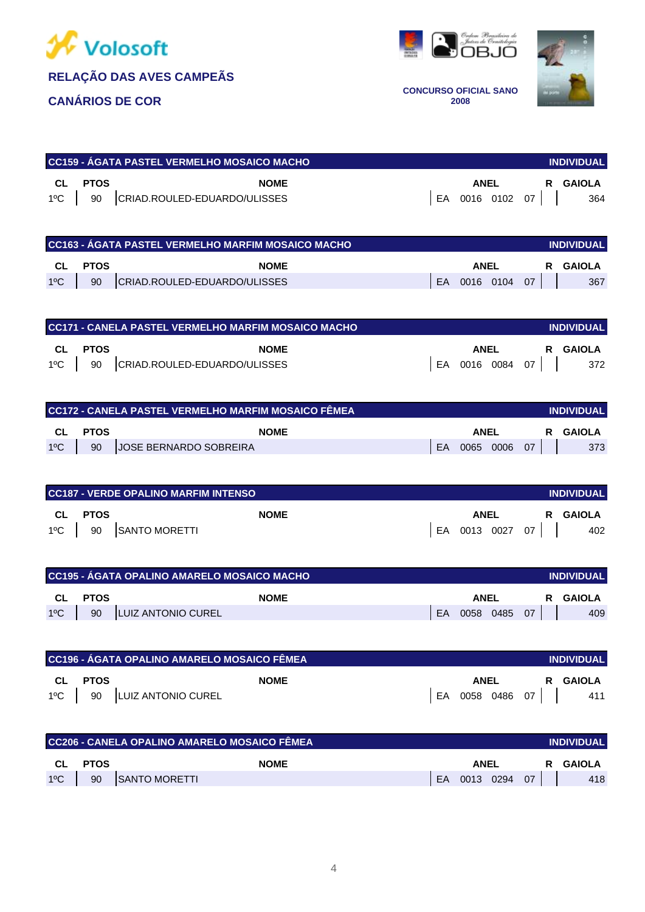Volosoft

**RELAÇÃO DAS AVES CAMPEÃS**

**CANÁRIOS DE COR**

**CONCURSO OFICIAL SANO 2008**

## CC159 - ÁGATA PASTEL VERMELHO MOSAICO MACHO — INDIVIDUAL

| CL | PTOS | NOME | ANEL | R | GAIOLA |
|---|---|---|---|---|---|
| 1ºC | 90 | CRIAD.ROULED-EDUARDO/ULISSES | EA 0016 0102 07 | | 364 |

## CC163 - ÁGATA PASTEL VERMELHO MARFIM MOSAICO MACHO — INDIVIDUAL

| CL | PTOS | NOME | ANEL | R | GAIOLA |
|---|---|---|---|---|---|
| 1ºC | 90 | CRIAD.ROULED-EDUARDO/ULISSES | EA 0016 0104 07 | | 367 |

## CC171 - CANELA PASTEL VERMELHO MARFIM MOSAICO MACHO — INDIVIDUAL

| CL | PTOS | NOME | ANEL | R | GAIOLA |
|---|---|---|---|---|---|
| 1ºC | 90 | CRIAD.ROULED-EDUARDO/ULISSES | EA 0016 0084 07 | | 372 |

## CC172 - CANELA PASTEL VERMELHO MARFIM MOSAICO FÊMEA — INDIVIDUAL

| CL | PTOS | NOME | ANEL | R | GAIOLA |
|---|---|---|---|---|---|
| 1ºC | 90 | JOSE BERNARDO SOBREIRA | EA 0065 0006 07 | | 373 |

## CC187 - VERDE OPALINO MARFIM INTENSO — INDIVIDUAL

| CL | PTOS | NOME | ANEL | R | GAIOLA |
|---|---|---|---|---|---|
| 1ºC | 90 | SANTO MORETTI | EA 0013 0027 07 | | 402 |

## CC195 - ÁGATA OPALINO AMARELO MOSAICO MACHO — INDIVIDUAL

| CL | PTOS | NOME | ANEL | R | GAIOLA |
|---|---|---|---|---|---|
| 1ºC | 90 | LUIZ ANTONIO CUREL | EA 0058 0485 07 | | 409 |

## CC196 - ÁGATA OPALINO AMARELO MOSAICO FÊMEA — INDIVIDUAL

| CL | PTOS | NOME | ANEL | R | GAIOLA |
|---|---|---|---|---|---|
| 1ºC | 90 | LUIZ ANTONIO CUREL | EA 0058 0486 07 | | 411 |

## CC206 - CANELA OPALINO AMARELO MOSAICO FÊMEA — INDIVIDUAL

| CL | PTOS | NOME | ANEL | R | GAIOLA |
|---|---|---|---|---|---|
| 1ºC | 90 | SANTO MORETTI | EA 0013 0294 07 | | 418 |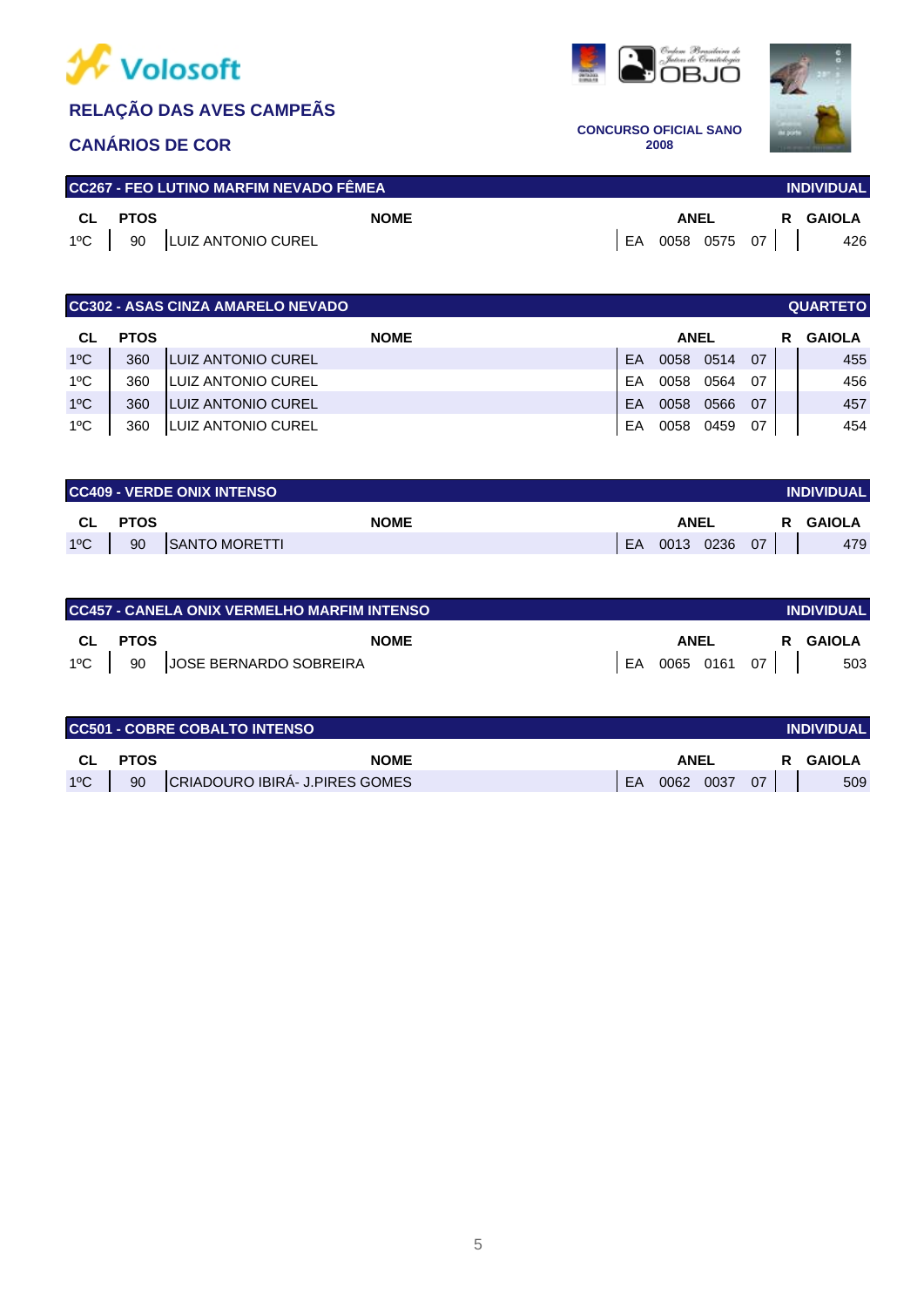Volosoft

## RELAÇÃO DAS AVES CAMPEÃS

## CANÁRIOS DE COR

Ordem Brasileira de Juízes de Ornitologia OBJO

CONCURSO OFICIAL SANO 2008

### CC267 - FEO LUTINO MARFIM NEVADO FÊMEA — INDIVIDUAL

| CL | PTOS | NOME | ANEL | | | | R | GAIOLA |
|---|---|---|---|---|---|---|---|---|
| 1ºC | 90 | LUIZ ANTONIO CUREL | EA | 0058 | 0575 | 07 | | 426 |

### CC302 - ASAS CINZA AMARELO NEVADO — QUARTETO

| CL | PTOS | NOME | ANEL | | | | R | GAIOLA |
|---|---|---|---|---|---|---|---|---|
| 1ºC | 360 | LUIZ ANTONIO CUREL | EA | 0058 | 0514 | 07 | | 455 |
| 1ºC | 360 | LUIZ ANTONIO CUREL | EA | 0058 | 0564 | 07 | | 456 |
| 1ºC | 360 | LUIZ ANTONIO CUREL | EA | 0058 | 0566 | 07 | | 457 |
| 1ºC | 360 | LUIZ ANTONIO CUREL | EA | 0058 | 0459 | 07 | | 454 |

### CC409 - VERDE ONIX INTENSO — INDIVIDUAL

| CL | PTOS | NOME | ANEL | | | | R | GAIOLA |
|---|---|---|---|---|---|---|---|---|
| 1ºC | 90 | SANTO MORETTI | EA | 0013 | 0236 | 07 | | 479 |

### CC457 - CANELA ONIX VERMELHO MARFIM INTENSO — INDIVIDUAL

| CL | PTOS | NOME | ANEL | | | | R | GAIOLA |
|---|---|---|---|---|---|---|---|---|
| 1ºC | 90 | JOSE BERNARDO SOBREIRA | EA | 0065 | 0161 | 07 | | 503 |

### CC501 - COBRE COBALTO INTENSO — INDIVIDUAL

| CL | PTOS | NOME | ANEL | | | | R | GAIOLA |
|---|---|---|---|---|---|---|---|---|
| 1ºC | 90 | CRIADOURO IBIRÁ- J.PIRES GOMES | EA | 0062 | 0037 | 07 | | 509 |